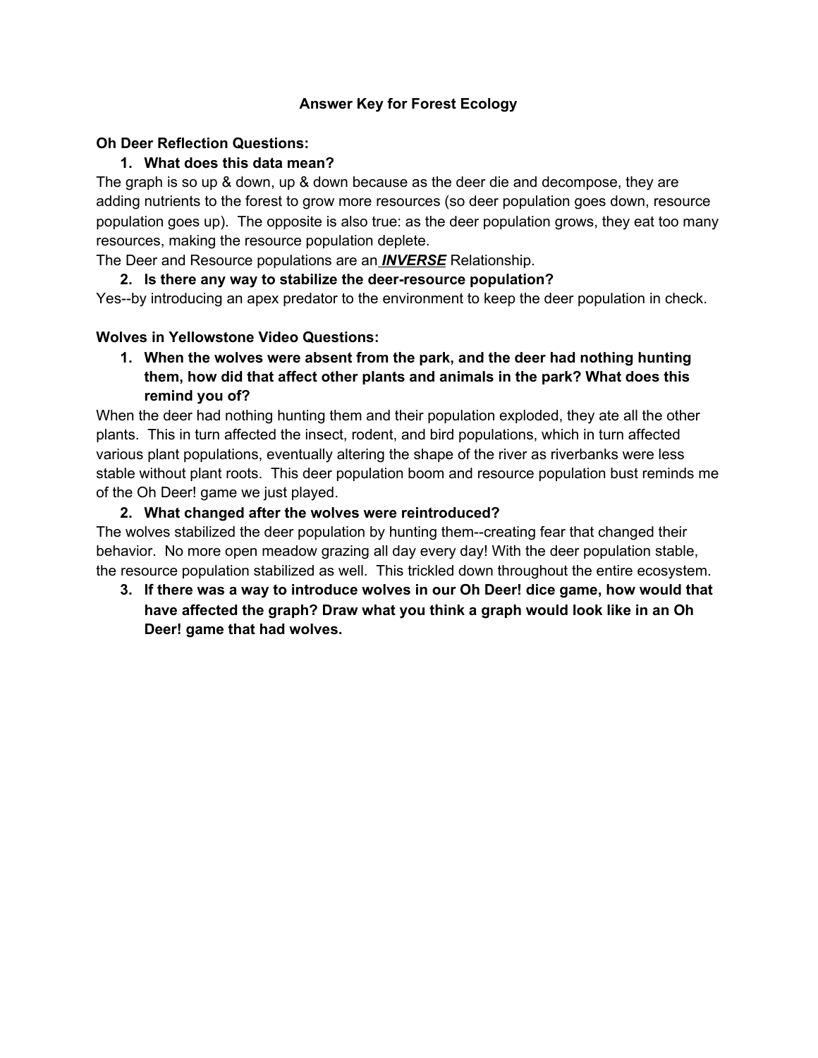# Answer Key for Forest Ecology

**Oh Deer Reflection Questions:**

1. **What does this data mean?**

The graph is so up & down, up & down because as the deer die and decompose, they are adding nutrients to the forest to grow more resources (so deer population goes down, resource population goes up). The opposite is also true: as the deer population grows, they eat too many resources, making the resource population deplete.

The Deer and Resource populations are an ***INVERSE*** Relationship.

2. **Is there any way to stabilize the deer-resource population?**

Yes--by introducing an apex predator to the environment to keep the deer population in check.

**Wolves in Yellowstone Video Questions:**

1. **When the wolves were absent from the park, and the deer had nothing hunting them, how did that affect other plants and animals in the park? What does this remind you of?**

When the deer had nothing hunting them and their population exploded, they ate all the other plants. This in turn affected the insect, rodent, and bird populations, which in turn affected various plant populations, eventually altering the shape of the river as riverbanks were less stable without plant roots. This deer population boom and resource population bust reminds me of the Oh Deer! game we just played.

2. **What changed after the wolves were reintroduced?**

The wolves stabilized the deer population by hunting them--creating fear that changed their behavior. No more open meadow grazing all day every day! With the deer population stable, the resource population stabilized as well. This trickled down throughout the entire ecosystem.

3. **If there was a way to introduce wolves in our Oh Deer! dice game, how would that have affected the graph? Draw what you think a graph would look like in an Oh Deer! game that had wolves.**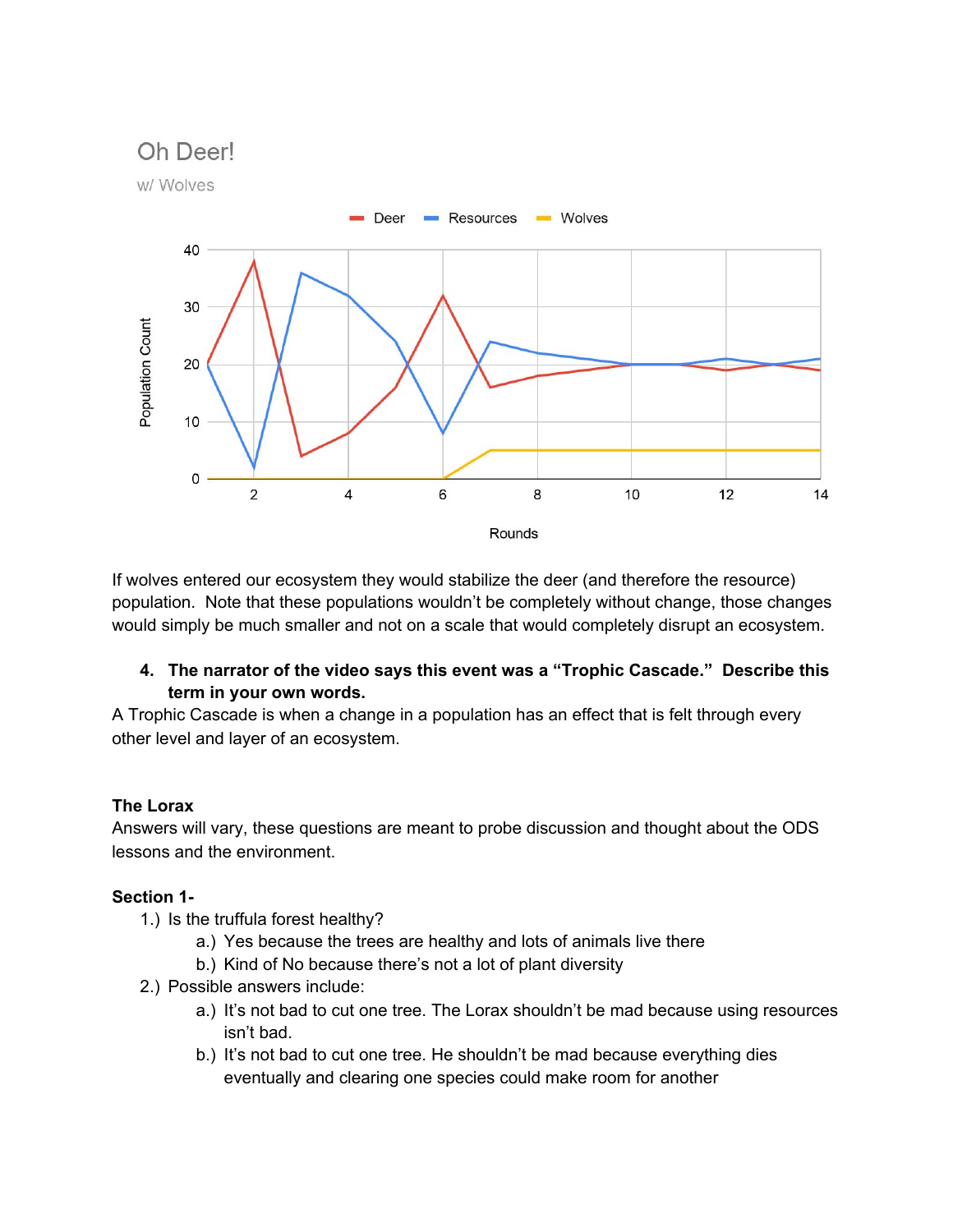If wolves entered our ecosystem they would stabilize the deer (and therefore the resource) population. Note that these populations wouldn't be completely without change, those changes would simply be much smaller and not on a scale that would completely disrupt an ecosystem.

4. **The narrator of the video says this event was a "Trophic Cascade." Describe this term in your own words.**

A Trophic Cascade is when a change in a population has an effect that is felt through every other level and layer of an ecosystem.

**The Lorax**

Answers will vary, these questions are meant to probe discussion and thought about the ODS lessons and the environment.

**Section 1-**

1.) Is the truffula forest healthy?
    a.) Yes because the trees are healthy and lots of animals live there
    b.) Kind of No because there's not a lot of plant diversity
2.) Possible answers include:
    a.) It's not bad to cut one tree. The Lorax shouldn't be mad because using resources isn't bad.
    b.) It's not bad to cut one tree. He shouldn't be mad because everything dies eventually and clearing one species could make room for another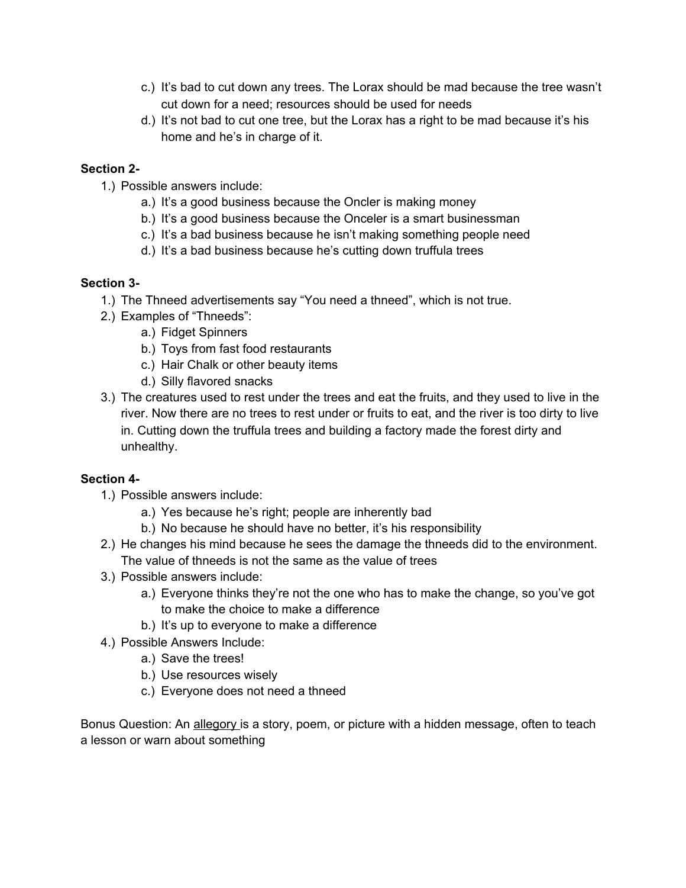c.) It's bad to cut down any trees. The Lorax should be mad because the tree wasn't cut down for a need; resources should be used for needs

d.) It's not bad to cut one tree, but the Lorax has a right to be mad because it's his home and he's in charge of it.

**Section 2-**

1.) Possible answers include:
   - a.) It's a good business because the Oncler is making money
   - b.) It's a good business because the Onceler is a smart businessman
   - c.) It's a bad business because he isn't making something people need
   - d.) It's a bad business because he's cutting down truffula trees

**Section 3-**

1.) The Thneed advertisements say "You need a thneed", which is not true.

2.) Examples of "Thneeds":
   - a.) Fidget Spinners
   - b.) Toys from fast food restaurants
   - c.) Hair Chalk or other beauty items
   - d.) Silly flavored snacks

3.) The creatures used to rest under the trees and eat the fruits, and they used to live in the river. Now there are no trees to rest under or fruits to eat, and the river is too dirty to live in. Cutting down the truffula trees and building a factory made the forest dirty and unhealthy.

**Section 4-**

1.) Possible answers include:
   - a.) Yes because he's right; people are inherently bad
   - b.) No because he should have no better, it's his responsibility

2.) He changes his mind because he sees the damage the thneeds did to the environment. The value of thneeds is not the same as the value of trees

3.) Possible answers include:
   - a.) Everyone thinks they're not the one who has to make the change, so you've got to make the choice to make a difference
   - b.) It's up to everyone to make a difference

4.) Possible Answers Include:
   - a.) Save the trees!
   - b.) Use resources wisely
   - c.) Everyone does not need a thneed

Bonus Question: An allegory is a story, poem, or picture with a hidden message, often to teach a lesson or warn about something